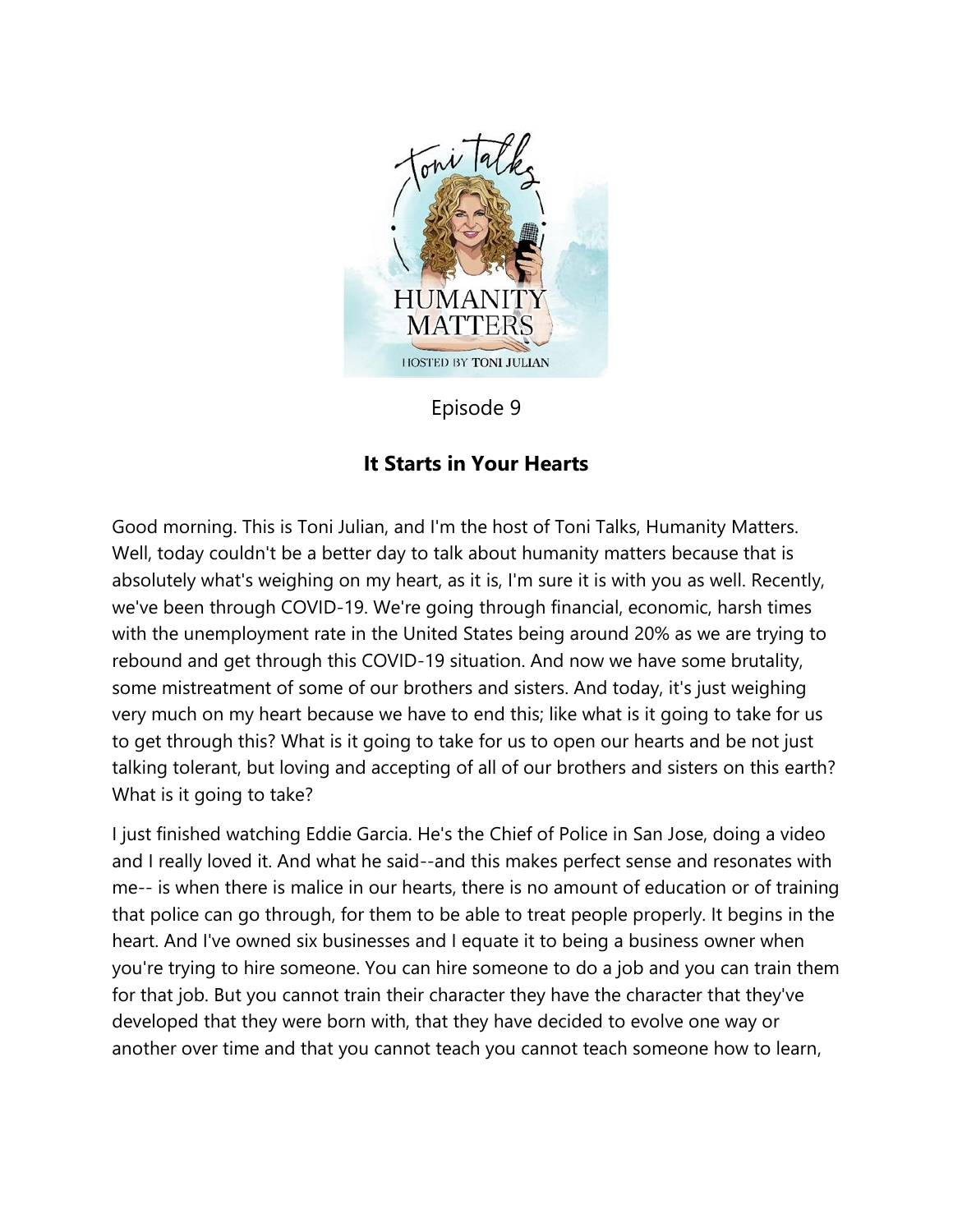Episode 9

## It Starts in Your Hearts

Good morning. This is Toni Julian, and I'm the host of Toni Talks, Humanity Matters. Well, today couldn't be a better day to talk about humanity matters because that is absolutely what's weighing on my heart, as it is, I'm sure it is with you as well. Recently, we've been through COVID-19. We're going through financial, economic, harsh times with the unemployment rate in the United States being around 20% as we are trying to rebound and get through this COVID-19 situation. And now we have some brutality, some mistreatment of some of our brothers and sisters. And today, it's just weighing very much on my heart because we have to end this; like what is it going to take for us to get through this? What is it going to take for us to open our hearts and be not just talking tolerant, but loving and accepting of all of our brothers and sisters on this earth? What is it going to take?

I just finished watching Eddie Garcia. He's the Chief of Police in San Jose, doing a video and I really loved it. And what he said--and this makes perfect sense and resonates with me-- is when there is malice in our hearts, there is no amount of education or of training that police can go through, for them to be able to treat people properly. It begins in the heart. And I've owned six businesses and I equate it to being a business owner when you're trying to hire someone. You can hire someone to do a job and you can train them for that job. But you cannot train their character they have the character that they've developed that they were born with, that they have decided to evolve one way or another over time and that you cannot teach you cannot teach someone how to learn,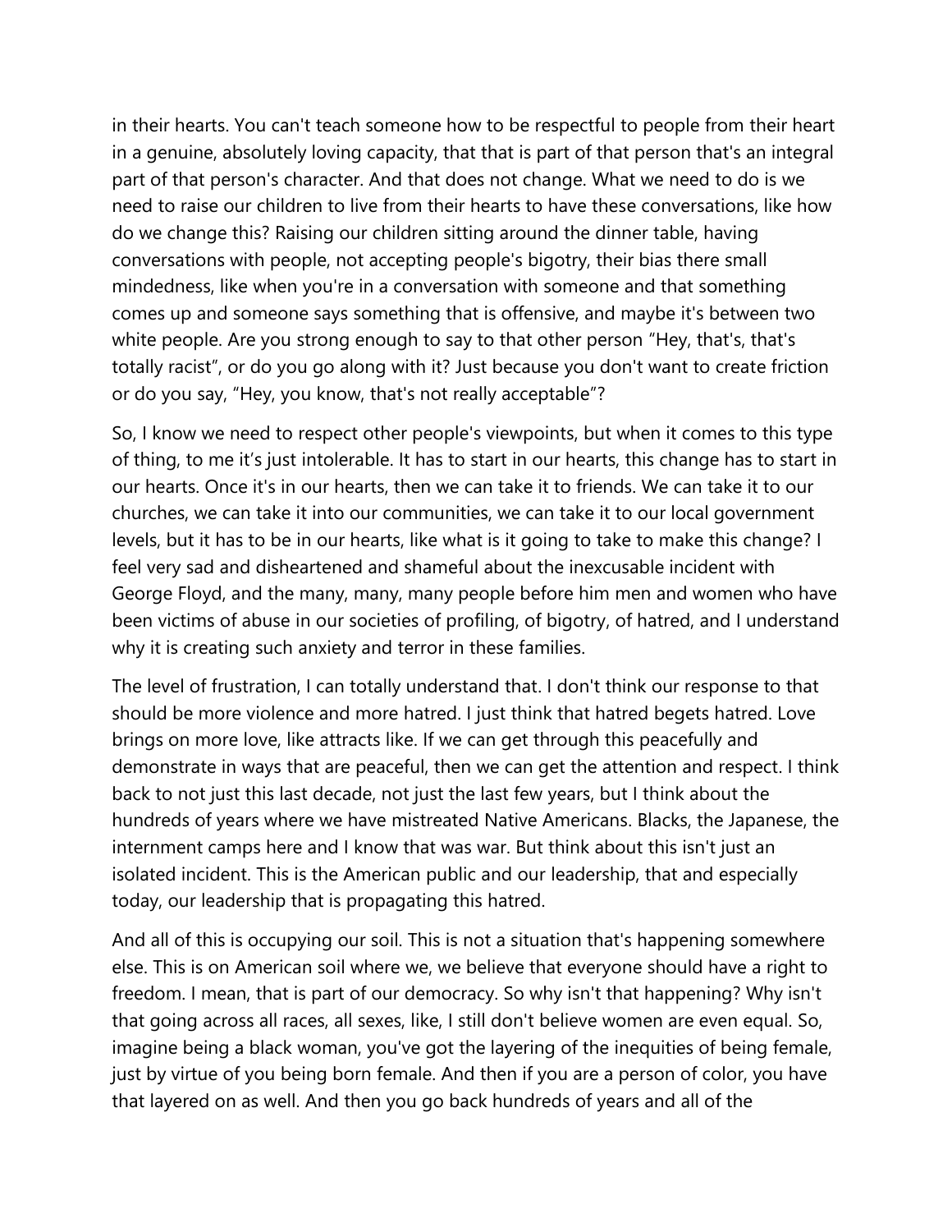in their hearts. You can't teach someone how to be respectful to people from their heart in a genuine, absolutely loving capacity, that that is part of that person that's an integral part of that person's character. And that does not change. What we need to do is we need to raise our children to live from their hearts to have these conversations, like how do we change this? Raising our children sitting around the dinner table, having conversations with people, not accepting people's bigotry, their bias there small mindedness, like when you're in a conversation with someone and that something comes up and someone says something that is offensive, and maybe it's between two white people. Are you strong enough to say to that other person "Hey, that's, that's totally racist", or do you go along with it? Just because you don't want to create friction or do you say, "Hey, you know, that's not really acceptable"?

So, I know we need to respect other people's viewpoints, but when it comes to this type of thing, to me it's just intolerable. It has to start in our hearts, this change has to start in our hearts. Once it's in our hearts, then we can take it to friends. We can take it to our churches, we can take it into our communities, we can take it to our local government levels, but it has to be in our hearts, like what is it going to take to make this change? I feel very sad and disheartened and shameful about the inexcusable incident with George Floyd, and the many, many, many people before him men and women who have been victims of abuse in our societies of profiling, of bigotry, of hatred, and I understand why it is creating such anxiety and terror in these families.

The level of frustration, I can totally understand that. I don't think our response to that should be more violence and more hatred. I just think that hatred begets hatred. Love brings on more love, like attracts like. If we can get through this peacefully and demonstrate in ways that are peaceful, then we can get the attention and respect. I think back to not just this last decade, not just the last few years, but I think about the hundreds of years where we have mistreated Native Americans. Blacks, the Japanese, the internment camps here and I know that was war. But think about this isn't just an isolated incident. This is the American public and our leadership, that and especially today, our leadership that is propagating this hatred.

And all of this is occupying our soil. This is not a situation that's happening somewhere else. This is on American soil where we, we believe that everyone should have a right to freedom. I mean, that is part of our democracy. So why isn't that happening? Why isn't that going across all races, all sexes, like, I still don't believe women are even equal. So, imagine being a black woman, you've got the layering of the inequities of being female, just by virtue of you being born female. And then if you are a person of color, you have that layered on as well. And then you go back hundreds of years and all of the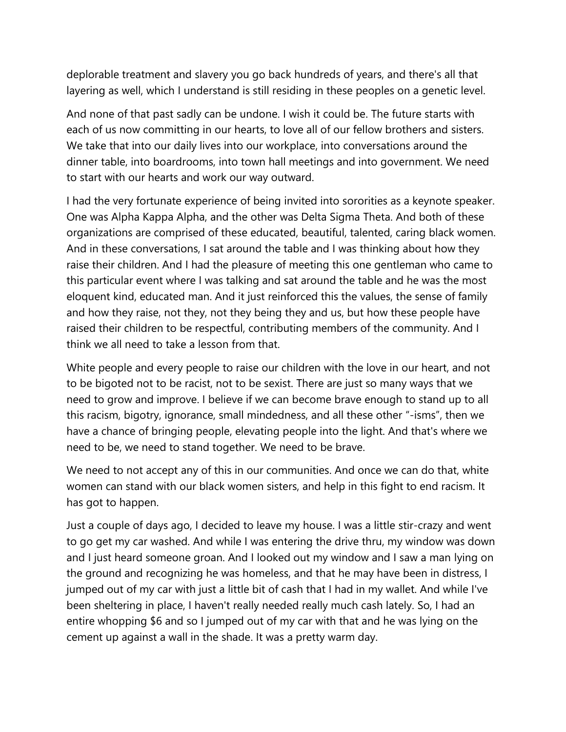deplorable treatment and slavery you go back hundreds of years, and there's all that layering as well, which I understand is still residing in these peoples on a genetic level.

And none of that past sadly can be undone. I wish it could be. The future starts with each of us now committing in our hearts, to love all of our fellow brothers and sisters. We take that into our daily lives into our workplace, into conversations around the dinner table, into boardrooms, into town hall meetings and into government. We need to start with our hearts and work our way outward.

I had the very fortunate experience of being invited into sororities as a keynote speaker. One was Alpha Kappa Alpha, and the other was Delta Sigma Theta. And both of these organizations are comprised of these educated, beautiful, talented, caring black women. And in these conversations, I sat around the table and I was thinking about how they raise their children. And I had the pleasure of meeting this one gentleman who came to this particular event where I was talking and sat around the table and he was the most eloquent kind, educated man. And it just reinforced this the values, the sense of family and how they raise, not they, not they being they and us, but how these people have raised their children to be respectful, contributing members of the community. And I think we all need to take a lesson from that.

White people and every people to raise our children with the love in our heart, and not to be bigoted not to be racist, not to be sexist. There are just so many ways that we need to grow and improve. I believe if we can become brave enough to stand up to all this racism, bigotry, ignorance, small mindedness, and all these other "-isms", then we have a chance of bringing people, elevating people into the light. And that's where we need to be, we need to stand together. We need to be brave.

We need to not accept any of this in our communities. And once we can do that, white women can stand with our black women sisters, and help in this fight to end racism. It has got to happen.

Just a couple of days ago, I decided to leave my house. I was a little stir-crazy and went to go get my car washed. And while I was entering the drive thru, my window was down and I just heard someone groan. And I looked out my window and I saw a man lying on the ground and recognizing he was homeless, and that he may have been in distress, I jumped out of my car with just a little bit of cash that I had in my wallet. And while I've been sheltering in place, I haven't really needed really much cash lately. So, I had an entire whopping $6 and so I jumped out of my car with that and he was lying on the cement up against a wall in the shade. It was a pretty warm day.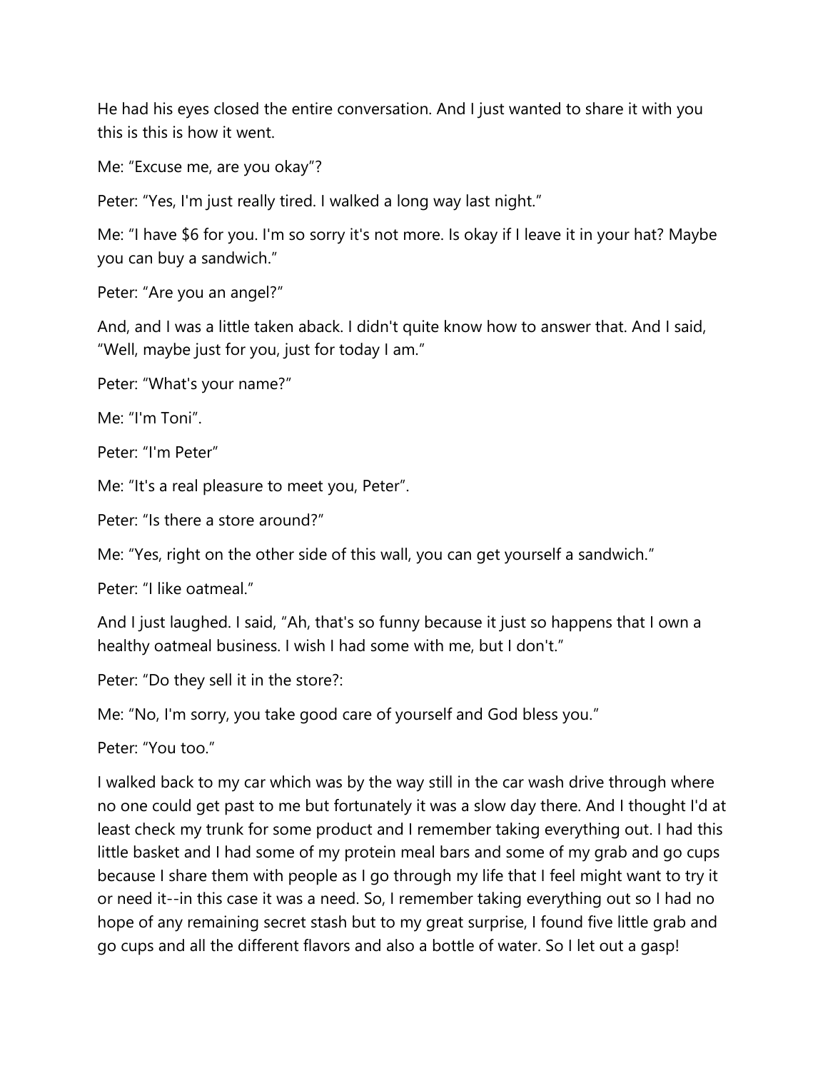He had his eyes closed the entire conversation. And I just wanted to share it with you this is this is how it went.

Me: “Excuse me, are you okay”?

Peter: “Yes, I'm just really tired. I walked a long way last night.”

Me: “I have $6 for you. I'm so sorry it's not more. Is okay if I leave it in your hat? Maybe you can buy a sandwich.”

Peter: “Are you an angel?”

And, and I was a little taken aback. I didn't quite know how to answer that. And I said, “Well, maybe just for you, just for today I am.”

Peter: “What's your name?”

Me: “I'm Toni”.

Peter: “I'm Peter”

Me: “It's a real pleasure to meet you, Peter”.

Peter: “Is there a store around?”

Me: “Yes, right on the other side of this wall, you can get yourself a sandwich.”

Peter: “I like oatmeal.”

And I just laughed. I said, “Ah, that's so funny because it just so happens that I own a healthy oatmeal business. I wish I had some with me, but I don't.”

Peter: “Do they sell it in the store?:

Me: “No, I'm sorry, you take good care of yourself and God bless you.”

Peter: “You too.”

I walked back to my car which was by the way still in the car wash drive through where no one could get past to me but fortunately it was a slow day there. And I thought I'd at least check my trunk for some product and I remember taking everything out. I had this little basket and I had some of my protein meal bars and some of my grab and go cups because I share them with people as I go through my life that I feel might want to try it or need it--in this case it was a need. So, I remember taking everything out so I had no hope of any remaining secret stash but to my great surprise, I found five little grab and go cups and all the different flavors and also a bottle of water. So I let out a gasp!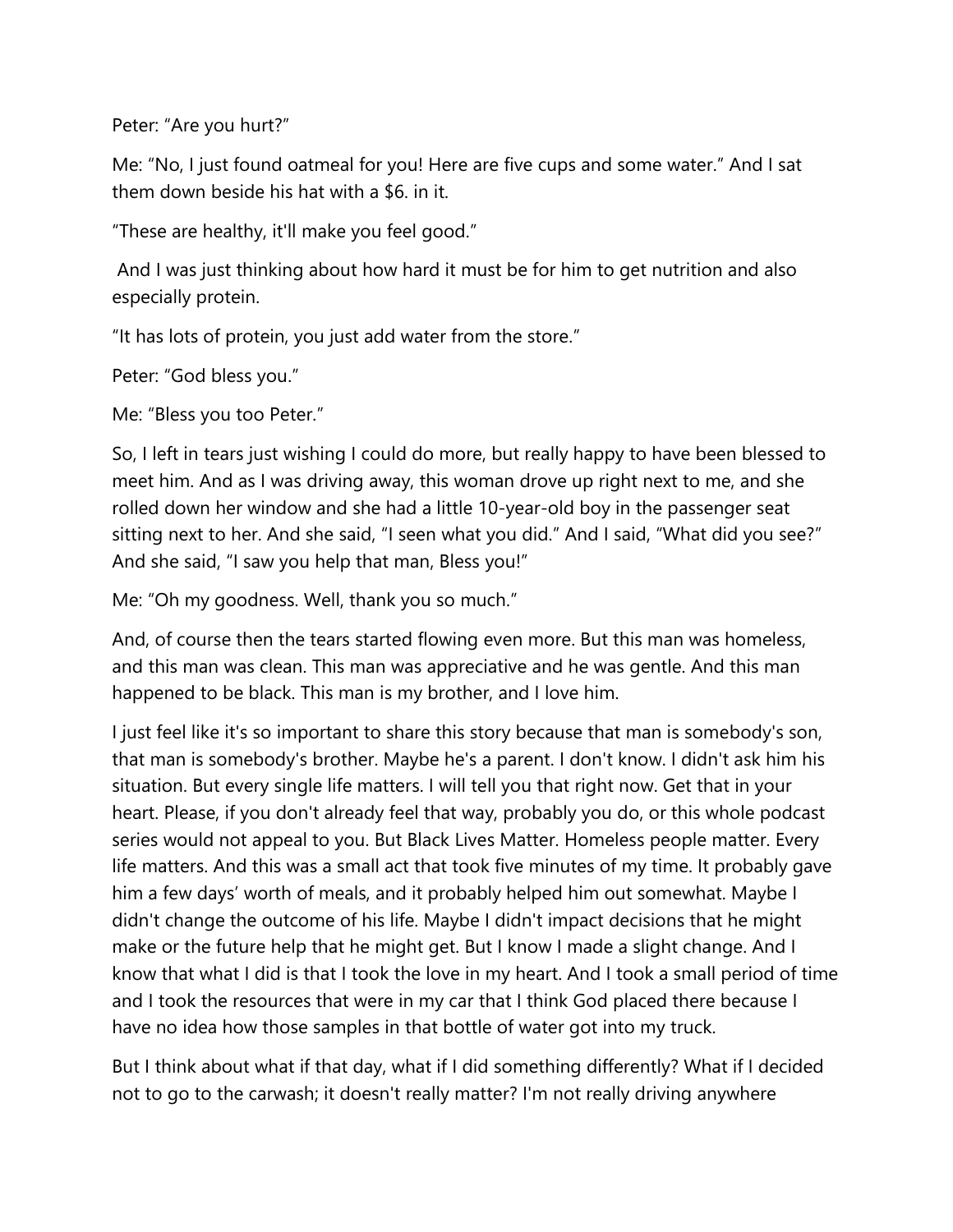Peter: "Are you hurt?"

Me: "No, I just found oatmeal for you! Here are five cups and some water." And I sat them down beside his hat with a $6. in it.

"These are healthy, it'll make you feel good."

And I was just thinking about how hard it must be for him to get nutrition and also especially protein.

"It has lots of protein, you just add water from the store."

Peter: "God bless you."

Me: "Bless you too Peter."

So, I left in tears just wishing I could do more, but really happy to have been blessed to meet him. And as I was driving away, this woman drove up right next to me, and she rolled down her window and she had a little 10-year-old boy in the passenger seat sitting next to her. And she said, "I seen what you did." And I said, "What did you see?" And she said, "I saw you help that man, Bless you!"

Me: "Oh my goodness. Well, thank you so much."

And, of course then the tears started flowing even more. But this man was homeless, and this man was clean. This man was appreciative and he was gentle. And this man happened to be black. This man is my brother, and I love him.

I just feel like it's so important to share this story because that man is somebody's son, that man is somebody's brother. Maybe he's a parent. I don't know. I didn't ask him his situation. But every single life matters. I will tell you that right now. Get that in your heart. Please, if you don't already feel that way, probably you do, or this whole podcast series would not appeal to you. But Black Lives Matter. Homeless people matter. Every life matters. And this was a small act that took five minutes of my time. It probably gave him a few days' worth of meals, and it probably helped him out somewhat. Maybe I didn't change the outcome of his life. Maybe I didn't impact decisions that he might make or the future help that he might get. But I know I made a slight change. And I know that what I did is that I took the love in my heart. And I took a small period of time and I took the resources that were in my car that I think God placed there because I have no idea how those samples in that bottle of water got into my truck.

But I think about what if that day, what if I did something differently? What if I decided not to go to the carwash; it doesn't really matter? I'm not really driving anywhere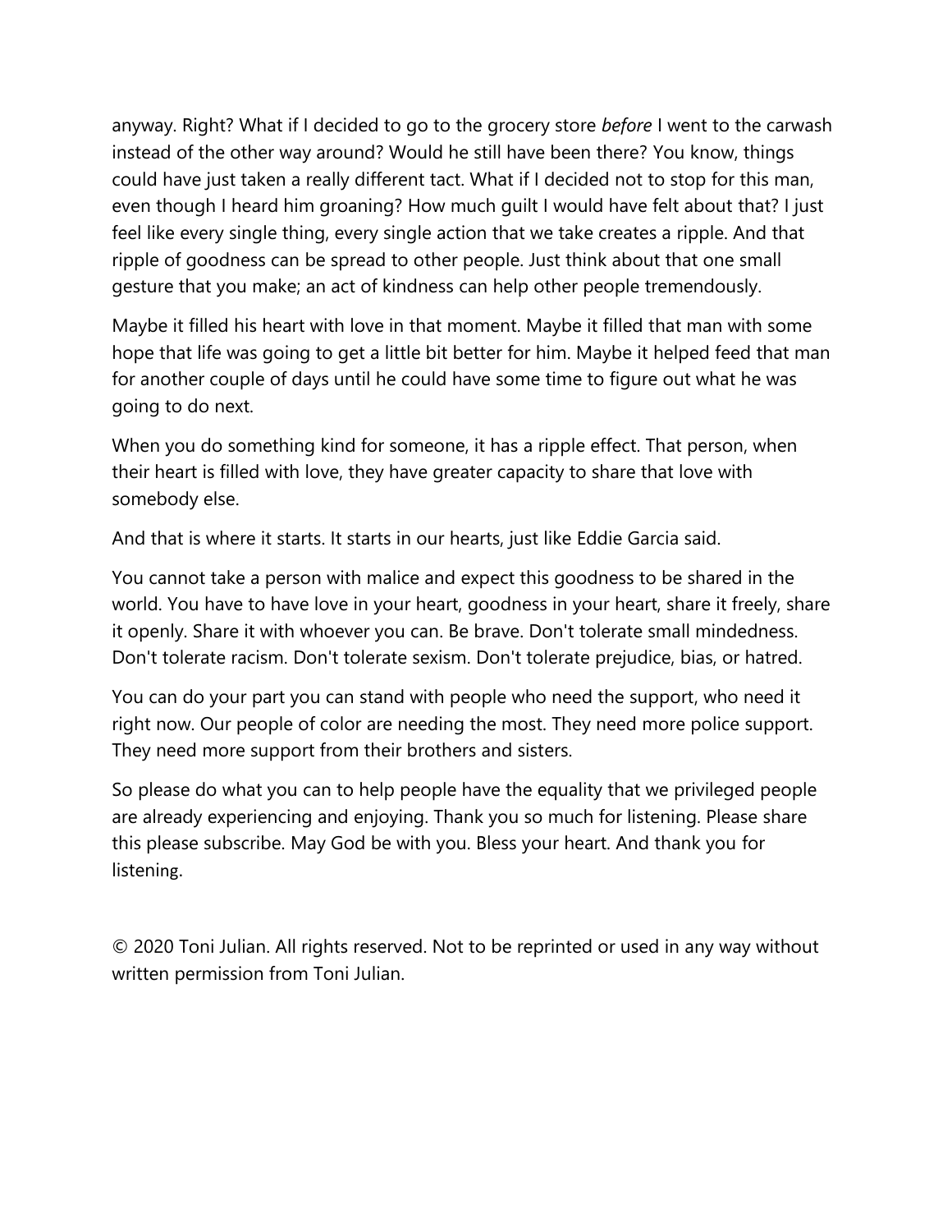anyway. Right? What if I decided to go to the grocery store *before* I went to the carwash instead of the other way around? Would he still have been there? You know, things could have just taken a really different tact. What if I decided not to stop for this man, even though I heard him groaning? How much guilt I would have felt about that? I just feel like every single thing, every single action that we take creates a ripple. And that ripple of goodness can be spread to other people. Just think about that one small gesture that you make; an act of kindness can help other people tremendously.

Maybe it filled his heart with love in that moment. Maybe it filled that man with some hope that life was going to get a little bit better for him. Maybe it helped feed that man for another couple of days until he could have some time to figure out what he was going to do next.

When you do something kind for someone, it has a ripple effect. That person, when their heart is filled with love, they have greater capacity to share that love with somebody else.

And that is where it starts. It starts in our hearts, just like Eddie Garcia said.

You cannot take a person with malice and expect this goodness to be shared in the world. You have to have love in your heart, goodness in your heart, share it freely, share it openly. Share it with whoever you can. Be brave. Don't tolerate small mindedness. Don't tolerate racism. Don't tolerate sexism. Don't tolerate prejudice, bias, or hatred.

You can do your part you can stand with people who need the support, who need it right now. Our people of color are needing the most. They need more police support. They need more support from their brothers and sisters.

So please do what you can to help people have the equality that we privileged people are already experiencing and enjoying. Thank you so much for listening. Please share this please subscribe. May God be with you. Bless your heart. And thank you for listening.

© 2020 Toni Julian. All rights reserved. Not to be reprinted or used in any way without written permission from Toni Julian.